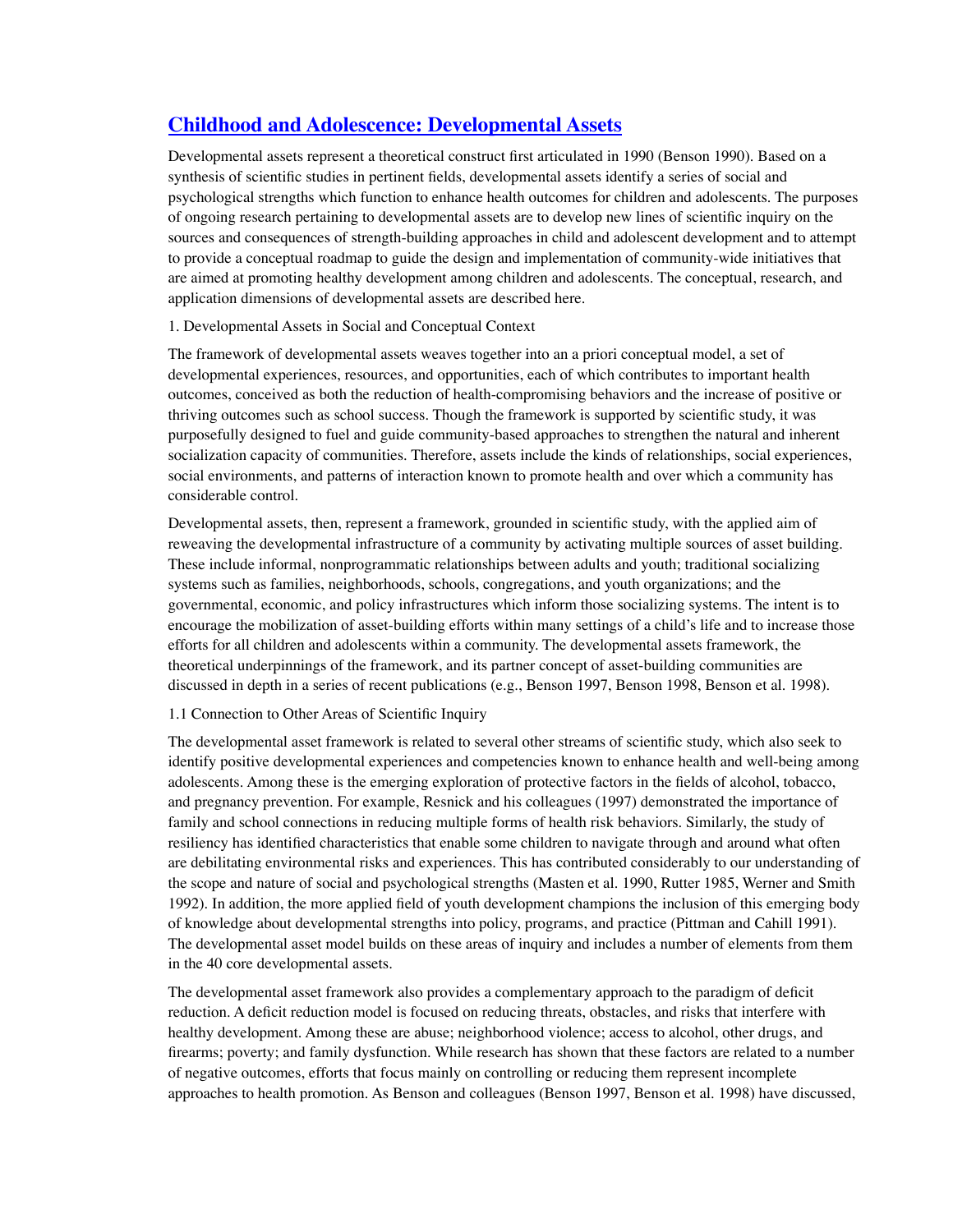# [Childhood and Adolescence: Developmental Assets]

Developmental assets represent a theoretical construct first articulated in 1990 (Benson 1990). Based on a synthesis of scientific studies in pertinent fields, developmental assets identify a series of social and psychological strengths which function to enhance health outcomes for children and adolescents. The purposes of ongoing research pertaining to developmental assets are to develop new lines of scientific inquiry on the sources and consequences of strength-building approaches in child and adolescent development and to attempt to provide a conceptual roadmap to guide the design and implementation of community-wide initiatives that are aimed at promoting healthy development among children and adolescents. The conceptual, research, and application dimensions of developmental assets are described here.

## 1. Developmental Assets in Social and Conceptual Context

The framework of developmental assets weaves together into an a priori conceptual model, a set of developmental experiences, resources, and opportunities, each of which contributes to important health outcomes, conceived as both the reduction of health-compromising behaviors and the increase of positive or thriving outcomes such as school success. Though the framework is supported by scientific study, it was purposefully designed to fuel and guide community-based approaches to strengthen the natural and inherent socialization capacity of communities. Therefore, assets include the kinds of relationships, social experiences, social environments, and patterns of interaction known to promote health and over which a community has considerable control.

Developmental assets, then, represent a framework, grounded in scientific study, with the applied aim of reweaving the developmental infrastructure of a community by activating multiple sources of asset building. These include informal, nonprogrammatic relationships between adults and youth; traditional socializing systems such as families, neighborhoods, schools, congregations, and youth organizations; and the governmental, economic, and policy infrastructures which inform those socializing systems. The intent is to encourage the mobilization of asset-building efforts within many settings of a child's life and to increase those efforts for all children and adolescents within a community. The developmental assets framework, the theoretical underpinnings of the framework, and its partner concept of asset-building communities are discussed in depth in a series of recent publications (e.g., Benson 1997, Benson 1998, Benson et al. 1998).

### 1.1 Connection to Other Areas of Scientific Inquiry

The developmental asset framework is related to several other streams of scientific study, which also seek to identify positive developmental experiences and competencies known to enhance health and well-being among adolescents. Among these is the emerging exploration of protective factors in the fields of alcohol, tobacco, and pregnancy prevention. For example, Resnick and his colleagues (1997) demonstrated the importance of family and school connections in reducing multiple forms of health risk behaviors. Similarly, the study of resiliency has identified characteristics that enable some children to navigate through and around what often are debilitating environmental risks and experiences. This has contributed considerably to our understanding of the scope and nature of social and psychological strengths (Masten et al. 1990, Rutter 1985, Werner and Smith 1992). In addition, the more applied field of youth development champions the inclusion of this emerging body of knowledge about developmental strengths into policy, programs, and practice (Pittman and Cahill 1991). The developmental asset model builds on these areas of inquiry and includes a number of elements from them in the 40 core developmental assets.

The developmental asset framework also provides a complementary approach to the paradigm of deficit reduction. A deficit reduction model is focused on reducing threats, obstacles, and risks that interfere with healthy development. Among these are abuse; neighborhood violence; access to alcohol, other drugs, and firearms; poverty; and family dysfunction. While research has shown that these factors are related to a number of negative outcomes, efforts that focus mainly on controlling or reducing them represent incomplete approaches to health promotion. As Benson and colleagues (Benson 1997, Benson et al. 1998) have discussed,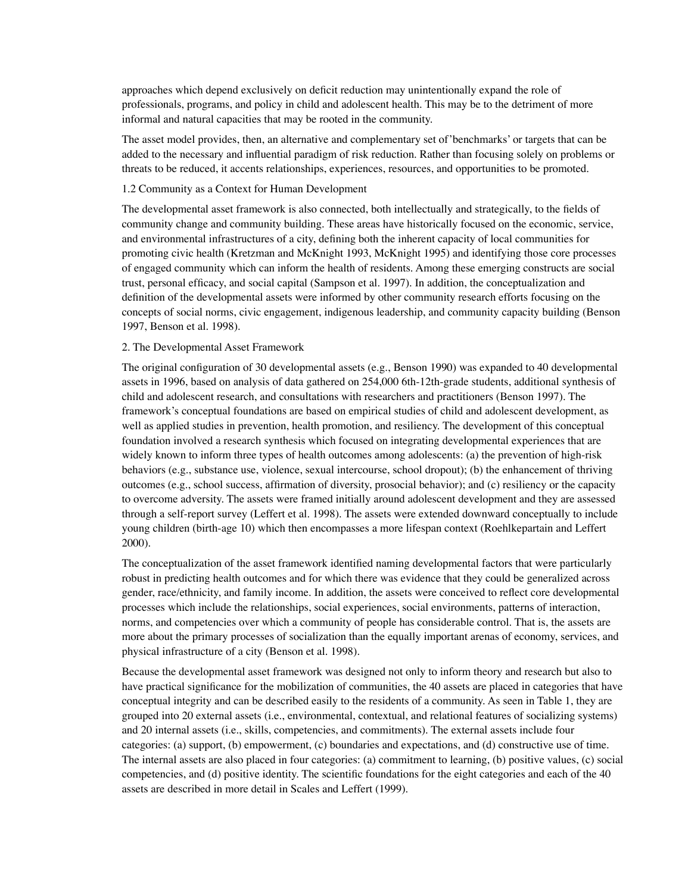approaches which depend exclusively on deficit reduction may unintentionally expand the role of professionals, programs, and policy in child and adolescent health. This may be to the detriment of more informal and natural capacities that may be rooted in the community.

The asset model provides, then, an alternative and complementary set of 'benchmarks' or targets that can be added to the necessary and influential paradigm of risk reduction. Rather than focusing solely on problems or threats to be reduced, it accents relationships, experiences, resources, and opportunities to be promoted.

### 1.2 Community as a Context for Human Development

The developmental asset framework is also connected, both intellectually and strategically, to the fields of community change and community building. These areas have historically focused on the economic, service, and environmental infrastructures of a city, defining both the inherent capacity of local communities for promoting civic health (Kretzman and McKnight 1993, McKnight 1995) and identifying those core processes of engaged community which can inform the health of residents. Among these emerging constructs are social trust, personal efficacy, and social capital (Sampson et al. 1997). In addition, the conceptualization and definition of the developmental assets were informed by other community research efforts focusing on the concepts of social norms, civic engagement, indigenous leadership, and community capacity building (Benson 1997, Benson et al. 1998).

## 2. The Developmental Asset Framework

The original configuration of 30 developmental assets (e.g., Benson 1990) was expanded to 40 developmental assets in 1996, based on analysis of data gathered on 254,000 6th-12th-grade students, additional synthesis of child and adolescent research, and consultations with researchers and practitioners (Benson 1997). The framework's conceptual foundations are based on empirical studies of child and adolescent development, as well as applied studies in prevention, health promotion, and resiliency. The development of this conceptual foundation involved a research synthesis which focused on integrating developmental experiences that are widely known to inform three types of health outcomes among adolescents: (a) the prevention of high-risk behaviors (e.g., substance use, violence, sexual intercourse, school dropout); (b) the enhancement of thriving outcomes (e.g., school success, affirmation of diversity, prosocial behavior); and (c) resiliency or the capacity to overcome adversity. The assets were framed initially around adolescent development and they are assessed through a self-report survey (Leffert et al. 1998). The assets were extended downward conceptually to include young children (birth-age 10) which then encompasses a more lifespan context (Roehlkepartain and Leffert 2000).

The conceptualization of the asset framework identified naming developmental factors that were particularly robust in predicting health outcomes and for which there was evidence that they could be generalized across gender, race/ethnicity, and family income. In addition, the assets were conceived to reflect core developmental processes which include the relationships, social experiences, social environments, patterns of interaction, norms, and competencies over which a community of people has considerable control. That is, the assets are more about the primary processes of socialization than the equally important arenas of economy, services, and physical infrastructure of a city (Benson et al. 1998).

Because the developmental asset framework was designed not only to inform theory and research but also to have practical significance for the mobilization of communities, the 40 assets are placed in categories that have conceptual integrity and can be described easily to the residents of a community. As seen in Table 1, they are grouped into 20 external assets (i.e., environmental, contextual, and relational features of socializing systems) and 20 internal assets (i.e., skills, competencies, and commitments). The external assets include four categories: (a) support, (b) empowerment, (c) boundaries and expectations, and (d) constructive use of time. The internal assets are also placed in four categories: (a) commitment to learning, (b) positive values, (c) social competencies, and (d) positive identity. The scientific foundations for the eight categories and each of the 40 assets are described in more detail in Scales and Leffert (1999).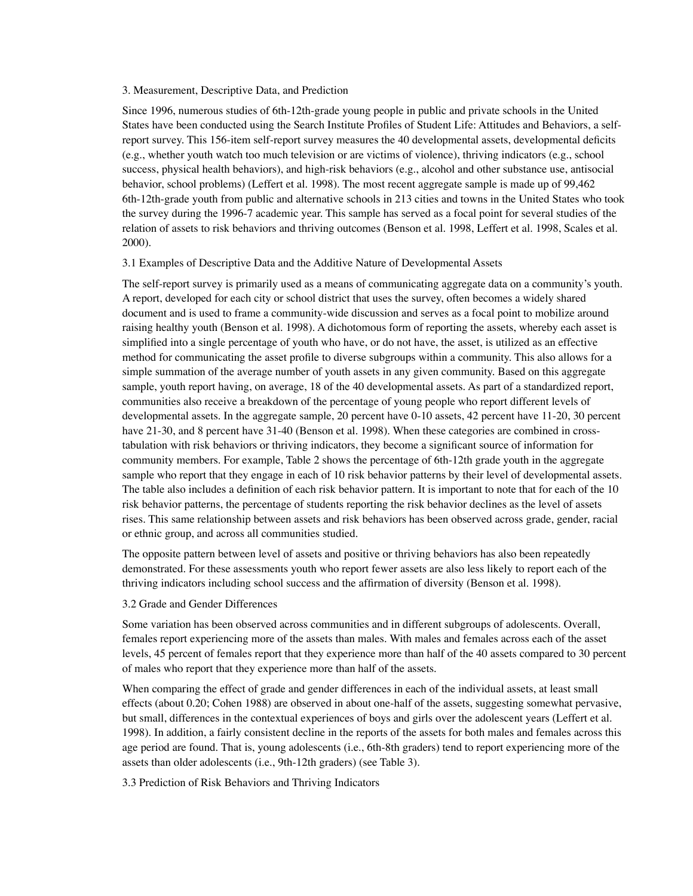## 3. Measurement, Descriptive Data, and Prediction

Since 1996, numerous studies of 6th-12th-grade young people in public and private schools in the United States have been conducted using the Search Institute Profiles of Student Life: Attitudes and Behaviors, a self-report survey. This 156-item self-report survey measures the 40 developmental assets, developmental deficits (e.g., whether youth watch too much television or are victims of violence), thriving indicators (e.g., school success, physical health behaviors), and high-risk behaviors (e.g., alcohol and other substance use, antisocial behavior, school problems) (Leffert et al. 1998). The most recent aggregate sample is made up of 99,462 6th-12th-grade youth from public and alternative schools in 213 cities and towns in the United States who took the survey during the 1996-7 academic year. This sample has served as a focal point for several studies of the relation of assets to risk behaviors and thriving outcomes (Benson et al. 1998, Leffert et al. 1998, Scales et al. 2000).

### 3.1 Examples of Descriptive Data and the Additive Nature of Developmental Assets

The self-report survey is primarily used as a means of communicating aggregate data on a community's youth. A report, developed for each city or school district that uses the survey, often becomes a widely shared document and is used to frame a community-wide discussion and serves as a focal point to mobilize around raising healthy youth (Benson et al. 1998). A dichotomous form of reporting the assets, whereby each asset is simplified into a single percentage of youth who have, or do not have, the asset, is utilized as an effective method for communicating the asset profile to diverse subgroups within a community. This also allows for a simple summation of the average number of youth assets in any given community. Based on this aggregate sample, youth report having, on average, 18 of the 40 developmental assets. As part of a standardized report, communities also receive a breakdown of the percentage of young people who report different levels of developmental assets. In the aggregate sample, 20 percent have 0-10 assets, 42 percent have 11-20, 30 percent have 21-30, and 8 percent have 31-40 (Benson et al. 1998). When these categories are combined in cross-tabulation with risk behaviors or thriving indicators, they become a significant source of information for community members. For example, Table 2 shows the percentage of 6th-12th grade youth in the aggregate sample who report that they engage in each of 10 risk behavior patterns by their level of developmental assets. The table also includes a definition of each risk behavior pattern. It is important to note that for each of the 10 risk behavior patterns, the percentage of students reporting the risk behavior declines as the level of assets rises. This same relationship between assets and risk behaviors has been observed across grade, gender, racial or ethnic group, and across all communities studied.

The opposite pattern between level of assets and positive or thriving behaviors has also been repeatedly demonstrated. For these assessments youth who report fewer assets are also less likely to report each of the thriving indicators including school success and the affirmation of diversity (Benson et al. 1998).

### 3.2 Grade and Gender Differences

Some variation has been observed across communities and in different subgroups of adolescents. Overall, females report experiencing more of the assets than males. With males and females across each of the asset levels, 45 percent of females report that they experience more than half of the 40 assets compared to 30 percent of males who report that they experience more than half of the assets.

When comparing the effect of grade and gender differences in each of the individual assets, at least small effects (about 0.20; Cohen 1988) are observed in about one-half of the assets, suggesting somewhat pervasive, but small, differences in the contextual experiences of boys and girls over the adolescent years (Leffert et al. 1998). In addition, a fairly consistent decline in the reports of the assets for both males and females across this age period are found. That is, young adolescents (i.e., 6th-8th graders) tend to report experiencing more of the assets than older adolescents (i.e., 9th-12th graders) (see Table 3).

### 3.3 Prediction of Risk Behaviors and Thriving Indicators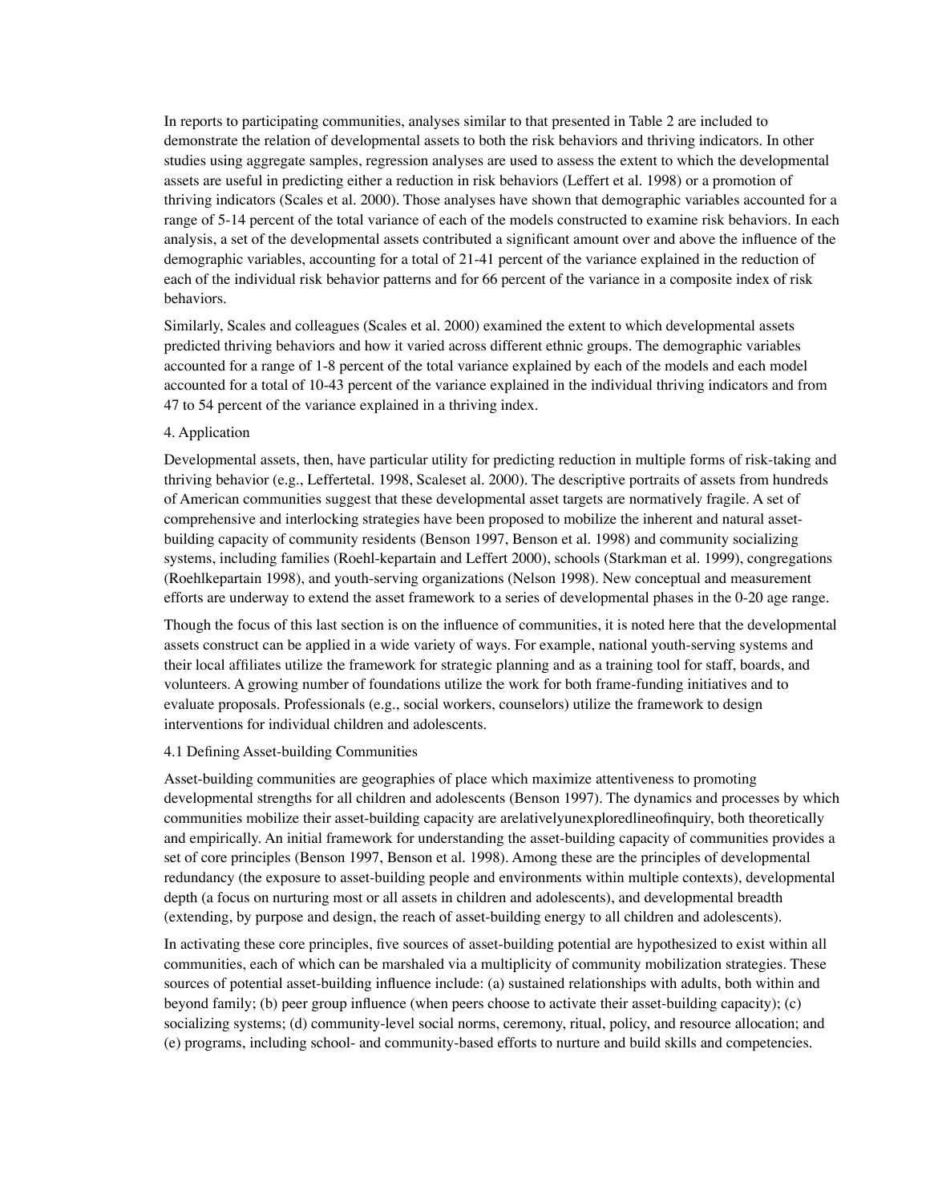In reports to participating communities, analyses similar to that presented in Table 2 are included to demonstrate the relation of developmental assets to both the risk behaviors and thriving indicators. In other studies using aggregate samples, regression analyses are used to assess the extent to which the developmental assets are useful in predicting either a reduction in risk behaviors (Leffert et al. 1998) or a promotion of thriving indicators (Scales et al. 2000). Those analyses have shown that demographic variables accounted for a range of 5-14 percent of the total variance of each of the models constructed to examine risk behaviors. In each analysis, a set of the developmental assets contributed a significant amount over and above the influence of the demographic variables, accounting for a total of 21-41 percent of the variance explained in the reduction of each of the individual risk behavior patterns and for 66 percent of the variance in a composite index of risk behaviors.

Similarly, Scales and colleagues (Scales et al. 2000) examined the extent to which developmental assets predicted thriving behaviors and how it varied across different ethnic groups. The demographic variables accounted for a range of 1-8 percent of the total variance explained by each of the models and each model accounted for a total of 10-43 percent of the variance explained in the individual thriving indicators and from 47 to 54 percent of the variance explained in a thriving index.

## 4. Application

Developmental assets, then, have particular utility for predicting reduction in multiple forms of risk-taking and thriving behavior (e.g., Leffertetal. 1998, Scaleset al. 2000). The descriptive portraits of assets from hundreds of American communities suggest that these developmental asset targets are normatively fragile. A set of comprehensive and interlocking strategies have been proposed to mobilize the inherent and natural asset-building capacity of community residents (Benson 1997, Benson et al. 1998) and community socializing systems, including families (Roehl-kepartain and Leffert 2000), schools (Starkman et al. 1999), congregations (Roehlkepartain 1998), and youth-serving organizations (Nelson 1998). New conceptual and measurement efforts are underway to extend the asset framework to a series of developmental phases in the 0-20 age range.

Though the focus of this last section is on the influence of communities, it is noted here that the developmental assets construct can be applied in a wide variety of ways. For example, national youth-serving systems and their local affiliates utilize the framework for strategic planning and as a training tool for staff, boards, and volunteers. A growing number of foundations utilize the work for both frame-funding initiatives and to evaluate proposals. Professionals (e.g., social workers, counselors) utilize the framework to design interventions for individual children and adolescents.

### 4.1 Defining Asset-building Communities

Asset-building communities are geographies of place which maximize attentiveness to promoting developmental strengths for all children and adolescents (Benson 1997). The dynamics and processes by which communities mobilize their asset-building capacity are arelativelyunexploredlineofinquiry, both theoretically and empirically. An initial framework for understanding the asset-building capacity of communities provides a set of core principles (Benson 1997, Benson et al. 1998). Among these are the principles of developmental redundancy (the exposure to asset-building people and environments within multiple contexts), developmental depth (a focus on nurturing most or all assets in children and adolescents), and developmental breadth (extending, by purpose and design, the reach of asset-building energy to all children and adolescents).

In activating these core principles, five sources of asset-building potential are hypothesized to exist within all communities, each of which can be marshaled via a multiplicity of community mobilization strategies. These sources of potential asset-building influence include: (a) sustained relationships with adults, both within and beyond family; (b) peer group influence (when peers choose to activate their asset-building capacity); (c) socializing systems; (d) community-level social norms, ceremony, ritual, policy, and resource allocation; and (e) programs, including school- and community-based efforts to nurture and build skills and competencies.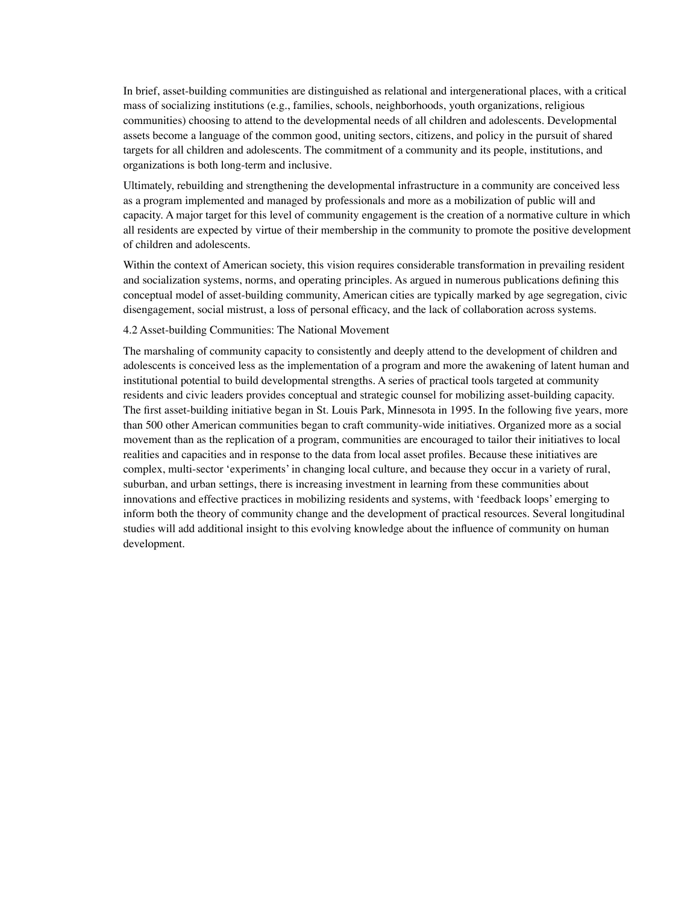In brief, asset-building communities are distinguished as relational and intergenerational places, with a critical mass of socializing institutions (e.g., families, schools, neighborhoods, youth organizations, religious communities) choosing to attend to the developmental needs of all children and adolescents. Developmental assets become a language of the common good, uniting sectors, citizens, and policy in the pursuit of shared targets for all children and adolescents. The commitment of a community and its people, institutions, and organizations is both long-term and inclusive.

Ultimately, rebuilding and strengthening the developmental infrastructure in a community are conceived less as a program implemented and managed by professionals and more as a mobilization of public will and capacity. A major target for this level of community engagement is the creation of a normative culture in which all residents are expected by virtue of their membership in the community to promote the positive development of children and adolescents.

Within the context of American society, this vision requires considerable transformation in prevailing resident and socialization systems, norms, and operating principles. As argued in numerous publications defining this conceptual model of asset-building community, American cities are typically marked by age segregation, civic disengagement, social mistrust, a loss of personal efficacy, and the lack of collaboration across systems.

## 4.2 Asset-building Communities: The National Movement

The marshaling of community capacity to consistently and deeply attend to the development of children and adolescents is conceived less as the implementation of a program and more the awakening of latent human and institutional potential to build developmental strengths. A series of practical tools targeted at community residents and civic leaders provides conceptual and strategic counsel for mobilizing asset-building capacity. The first asset-building initiative began in St. Louis Park, Minnesota in 1995. In the following five years, more than 500 other American communities began to craft community-wide initiatives. Organized more as a social movement than as the replication of a program, communities are encouraged to tailor their initiatives to local realities and capacities and in response to the data from local asset profiles. Because these initiatives are complex, multi-sector 'experiments' in changing local culture, and because they occur in a variety of rural, suburban, and urban settings, there is increasing investment in learning from these communities about innovations and effective practices in mobilizing residents and systems, with 'feedback loops' emerging to inform both the theory of community change and the development of practical resources. Several longitudinal studies will add additional insight to this evolving knowledge about the influence of community on human development.